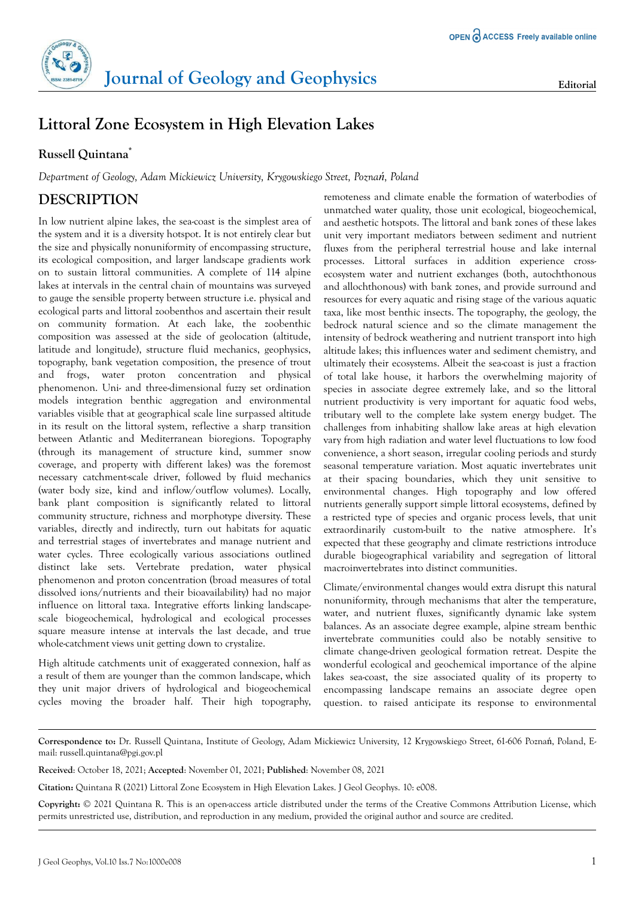# Littoral Zone Ecosystem in High Elevation Lakes

**Russell Quintana***

*Department of Geology, Adam Mickiewicz University, Krygowskiego Street, Poznań, Poland*

## DESCRIPTION

In low nutrient alpine lakes, the sea-coast is the simplest area of the system and it is a diversity hotspot. It is not entirely clear but the size and physically nonuniformity of encompassing structure, its ecological composition, and larger landscape gradients work on to sustain littoral communities. A complete of 114 alpine lakes at intervals in the central chain of mountains was surveyed to gauge the sensible property between structure i.e. physical and ecological parts and littoral zoobenthos and ascertain their result on community formation. At each lake, the zoobenthic composition was assessed at the side of geolocation (altitude, latitude and longitude), structure fluid mechanics, geophysics, topography, bank vegetation composition, the presence of trout and frogs, water proton concentration and physical phenomenon. Uni- and three-dimensional fuzzy set ordination models integration benthic aggregation and environmental variables visible that at geographical scale line surpassed altitude in its result on the littoral system, reflective a sharp transition between Atlantic and Mediterranean bioregions. Topography (through its management of structure kind, summer snow coverage, and property with different lakes) was the foremost necessary catchment-scale driver, followed by fluid mechanics (water body size, kind and inflow/outflow volumes). Locally, bank plant composition is significantly related to littoral community structure, richness and morphotype diversity. These variables, directly and indirectly, turn out habitats for aquatic and terrestrial stages of invertebrates and manage nutrient and water cycles. Three ecologically various associations outlined distinct lake sets. Vertebrate predation, water physical phenomenon and proton concentration (broad measures of total dissolved ions/nutrients and their bioavailability) had no major influence on littoral taxa. Integrative efforts linking landscape-scale biogeochemical, hydrological and ecological processes square measure intense at intervals the last decade, and true whole-catchment views unit getting down to crystalize.

High altitude catchments unit of exaggerated connexion, half as a result of them are younger than the common landscape, which they unit major drivers of hydrological and biogeochemical cycles moving the broader half. Their high topography, remoteness and climate enable the formation of waterbodies of unmatched water quality, those unit ecological, biogeochemical, and aesthetic hotspots. The littoral and bank zones of these lakes unit very important mediators between sediment and nutrient fluxes from the peripheral terrestrial house and lake internal processes. Littoral surfaces in addition experience cross-ecosystem water and nutrient exchanges (both, autochthonous and allochthonous) with bank zones, and provide surround and resources for every aquatic and rising stage of the various aquatic taxa, like most benthic insects. The topography, the geology, the bedrock natural science and so the climate management the intensity of bedrock weathering and nutrient transport into high altitude lakes; this influences water and sediment chemistry, and ultimately their ecosystems. Albeit the sea-coast is just a fraction of total lake house, it harbors the overwhelming majority of species in associate degree extremely lake, and so the littoral nutrient productivity is very important for aquatic food webs, tributary well to the complete lake system energy budget. The challenges from inhabiting shallow lake areas at high elevation vary from high radiation and water level fluctuations to low food convenience, a short season, irregular cooling periods and sturdy seasonal temperature variation. Most aquatic invertebrates unit at their spacing boundaries, which they unit sensitive to environmental changes. High topography and low offered nutrients generally support simple littoral ecosystems, defined by a restricted type of species and organic process levels, that unit extraordinarily custom-built to the native atmosphere. It's expected that these geography and climate restrictions introduce durable biogeographical variability and segregation of littoral macroinvertebrates into distinct communities.

Climate/environmental changes would extra disrupt this natural nonuniformity, through mechanisms that alter the temperature, water, and nutrient fluxes, significantly dynamic lake system balances. As an associate degree example, alpine stream benthic invertebrate communities could also be notably sensitive to climate change-driven geological formation retreat. Despite the wonderful ecological and geochemical importance of the alpine lakes sea-coast, the size associated quality of its property to encompassing landscape remains an associate degree open question. to raised anticipate its response to environmental

---

**Correspondence to:** Dr. Russell Quintana, Institute of Geology, Adam Mickiewicz University, 12 Krygowskiego Street, 61-606 Poznań, Poland, E-mail: russell.quintana@pgi.gov.pl

**Received**: October 18, 2021; **Accepted**: November 01, 2021; **Published**: November 08, 2021

**Citation:** Quintana R (2021) Littoral Zone Ecosystem in High Elevation Lakes. J Geol Geophys. 10: e008.

**Copyright:** © 2021 Quintana R. This is an open-access article distributed under the terms of the Creative Commons Attribution License, which permits unrestricted use, distribution, and reproduction in any medium, provided the original author and source are credited.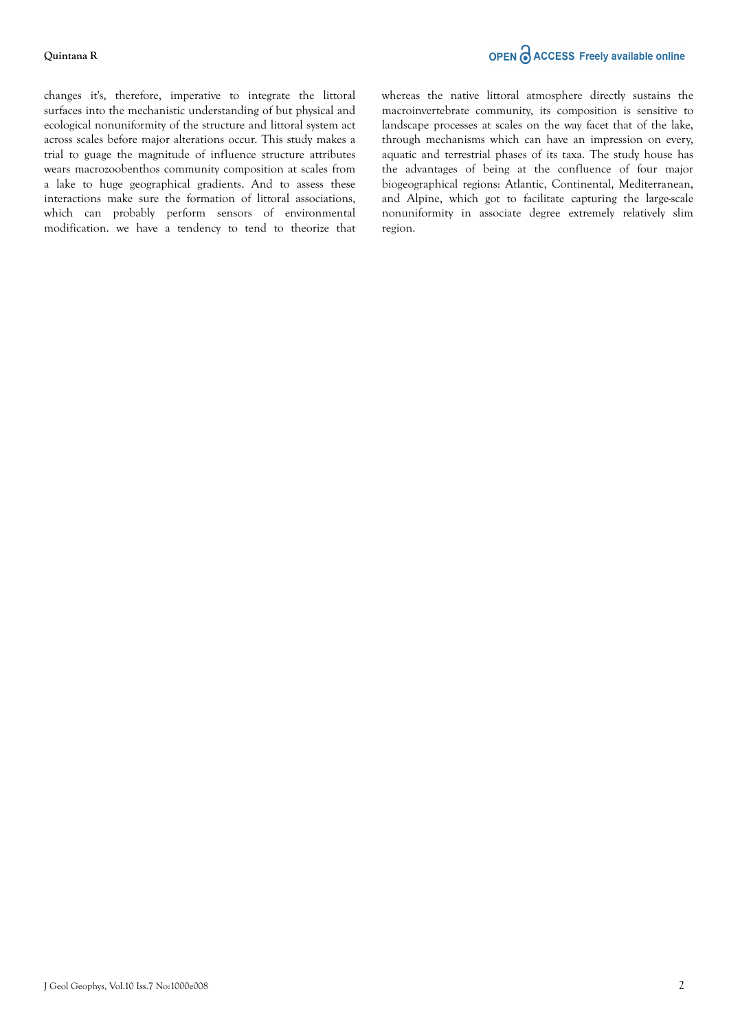changes it's, therefore, imperative to integrate the littoral surfaces into the mechanistic understanding of but physical and ecological nonuniformity of the structure and littoral system act across scales before major alterations occur. This study makes a trial to guage the magnitude of influence structure attributes wears macrozoobenthos community composition at scales from a lake to huge geographical gradients. And to assess these interactions make sure the formation of littoral associations, which can probably perform sensors of environmental modification. we have a tendency to tend to theorize that whereas the native littoral atmosphere directly sustains the macroinvertebrate community, its composition is sensitive to landscape processes at scales on the way facet that of the lake, through mechanisms which can have an impression on every, aquatic and terrestrial phases of its taxa. The study house has the advantages of being at the confluence of four major biogeographical regions: Atlantic, Continental, Mediterranean, and Alpine, which got to facilitate capturing the large-scale nonuniformity in associate degree extremely relatively slim region.